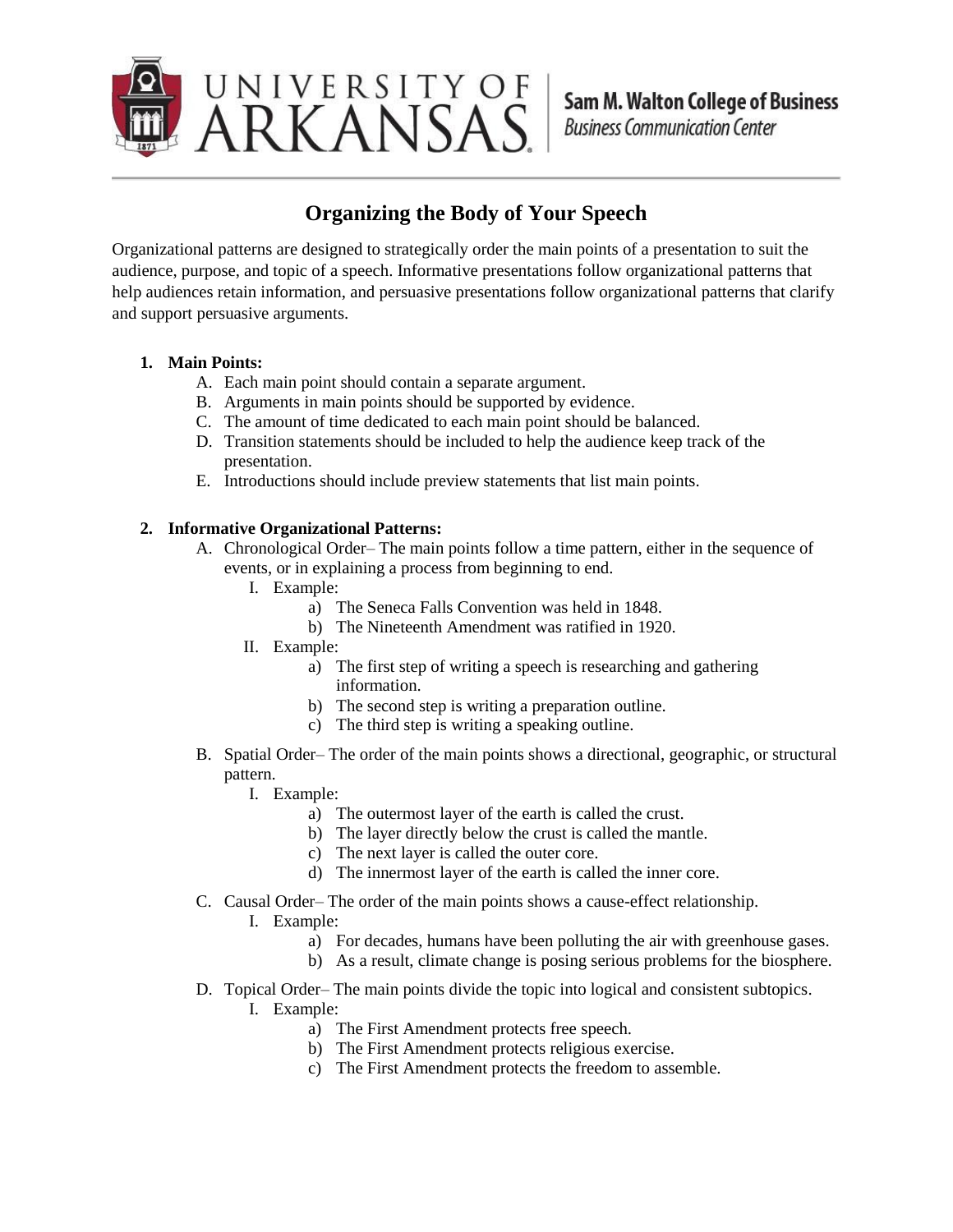University of Arkansas — Sam M. Walton College of Business — Business Communication Center

# Organizing the Body of Your Speech

Organizational patterns are designed to strategically order the main points of a presentation to suit the audience, purpose, and topic of a speech. Informative presentations follow organizational patterns that help audiences retain information, and persuasive presentations follow organizational patterns that clarify and support persuasive arguments.

1. **Main Points:**
   - A. Each main point should contain a separate argument.
   - B. Arguments in main points should be supported by evidence.
   - C. The amount of time dedicated to each main point should be balanced.
   - D. Transition statements should be included to help the audience keep track of the presentation.
   - E. Introductions should include preview statements that list main points.

2. **Informative Organizational Patterns:**
   - A. Chronological Order– The main points follow a time pattern, either in the sequence of events, or in explaining a process from beginning to end.
     - I. Example:
       - a) The Seneca Falls Convention was held in 1848.
       - b) The Nineteenth Amendment was ratified in 1920.
     - II. Example:
       - a) The first step of writing a speech is researching and gathering information.
       - b) The second step is writing a preparation outline.
       - c) The third step is writing a speaking outline.
   - B. Spatial Order– The order of the main points shows a directional, geographic, or structural pattern.
     - I. Example:
       - a) The outermost layer of the earth is called the crust.
       - b) The layer directly below the crust is called the mantle.
       - c) The next layer is called the outer core.
       - d) The innermost layer of the earth is called the inner core.
   - C. Causal Order– The order of the main points shows a cause-effect relationship.
     - I. Example:
       - a) For decades, humans have been polluting the air with greenhouse gases.
       - b) As a result, climate change is posing serious problems for the biosphere.
   - D. Topical Order– The main points divide the topic into logical and consistent subtopics.
     - I. Example:
       - a) The First Amendment protects free speech.
       - b) The First Amendment protects religious exercise.
       - c) The First Amendment protects the freedom to assemble.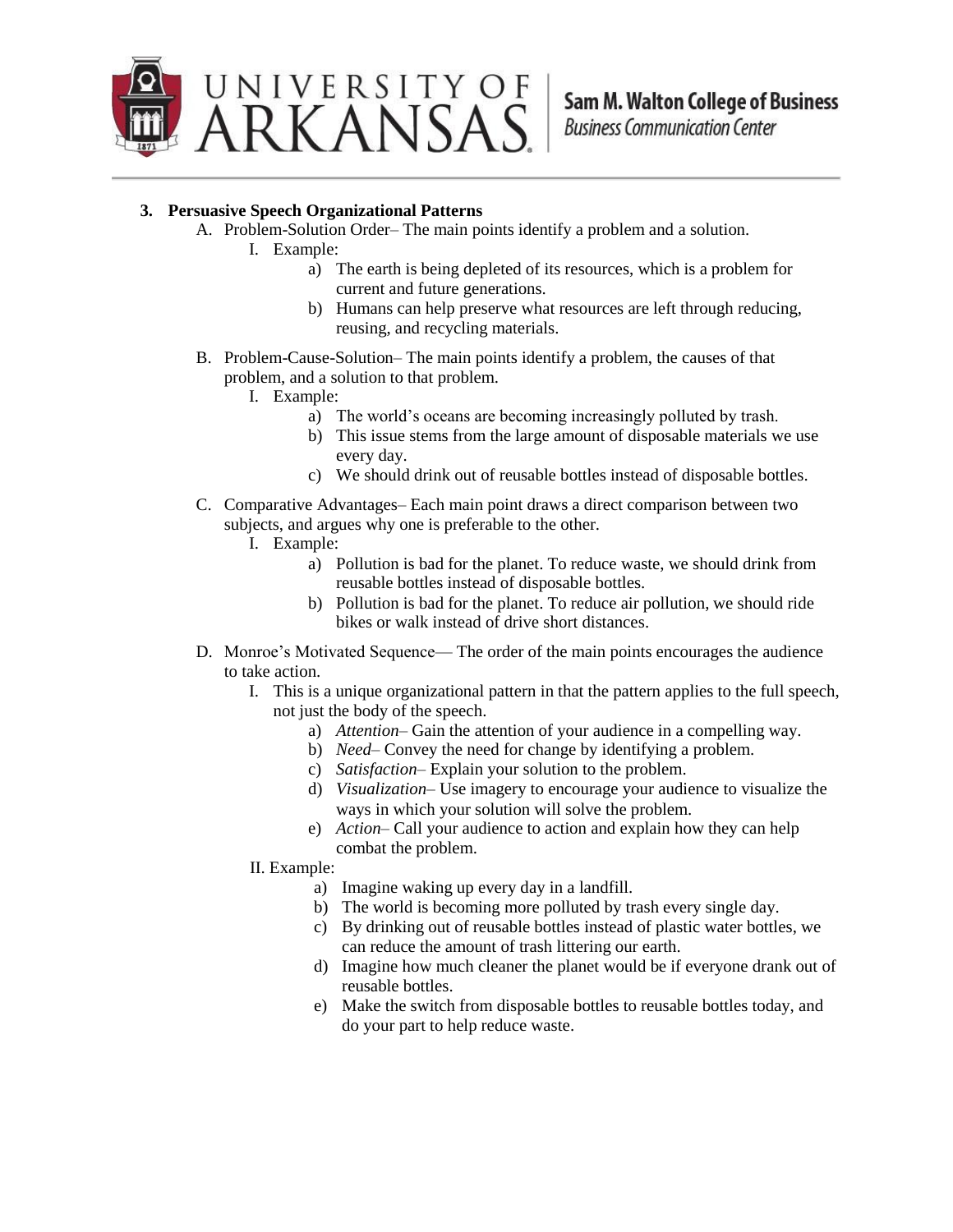**3. Persuasive Speech Organizational Patterns**

A. Problem-Solution Order– The main points identify a problem and a solution.

   I. Example:

      a) The earth is being depleted of its resources, which is a problem for current and future generations.
      b) Humans can help preserve what resources are left through reducing, reusing, and recycling materials.

B. Problem-Cause-Solution– The main points identify a problem, the causes of that problem, and a solution to that problem.

   I. Example:

      a) The world's oceans are becoming increasingly polluted by trash.
      b) This issue stems from the large amount of disposable materials we use every day.
      c) We should drink out of reusable bottles instead of disposable bottles.

C. Comparative Advantages– Each main point draws a direct comparison between two subjects, and argues why one is preferable to the other.

   I. Example:

      a) Pollution is bad for the planet. To reduce waste, we should drink from reusable bottles instead of disposable bottles.
      b) Pollution is bad for the planet. To reduce air pollution, we should ride bikes or walk instead of drive short distances.

D. Monroe's Motivated Sequence— The order of the main points encourages the audience to take action.

   I. This is a unique organizational pattern in that the pattern applies to the full speech, not just the body of the speech.

      a) *Attention*– Gain the attention of your audience in a compelling way.
      b) *Need*– Convey the need for change by identifying a problem.
      c) *Satisfaction*– Explain your solution to the problem.
      d) *Visualization*– Use imagery to encourage your audience to visualize the ways in which your solution will solve the problem.
      e) *Action*– Call your audience to action and explain how they can help combat the problem.

   II. Example:

      a) Imagine waking up every day in a landfill.
      b) The world is becoming more polluted by trash every single day.
      c) By drinking out of reusable bottles instead of plastic water bottles, we can reduce the amount of trash littering our earth.
      d) Imagine how much cleaner the planet would be if everyone drank out of reusable bottles.
      e) Make the switch from disposable bottles to reusable bottles today, and do your part to help reduce waste.